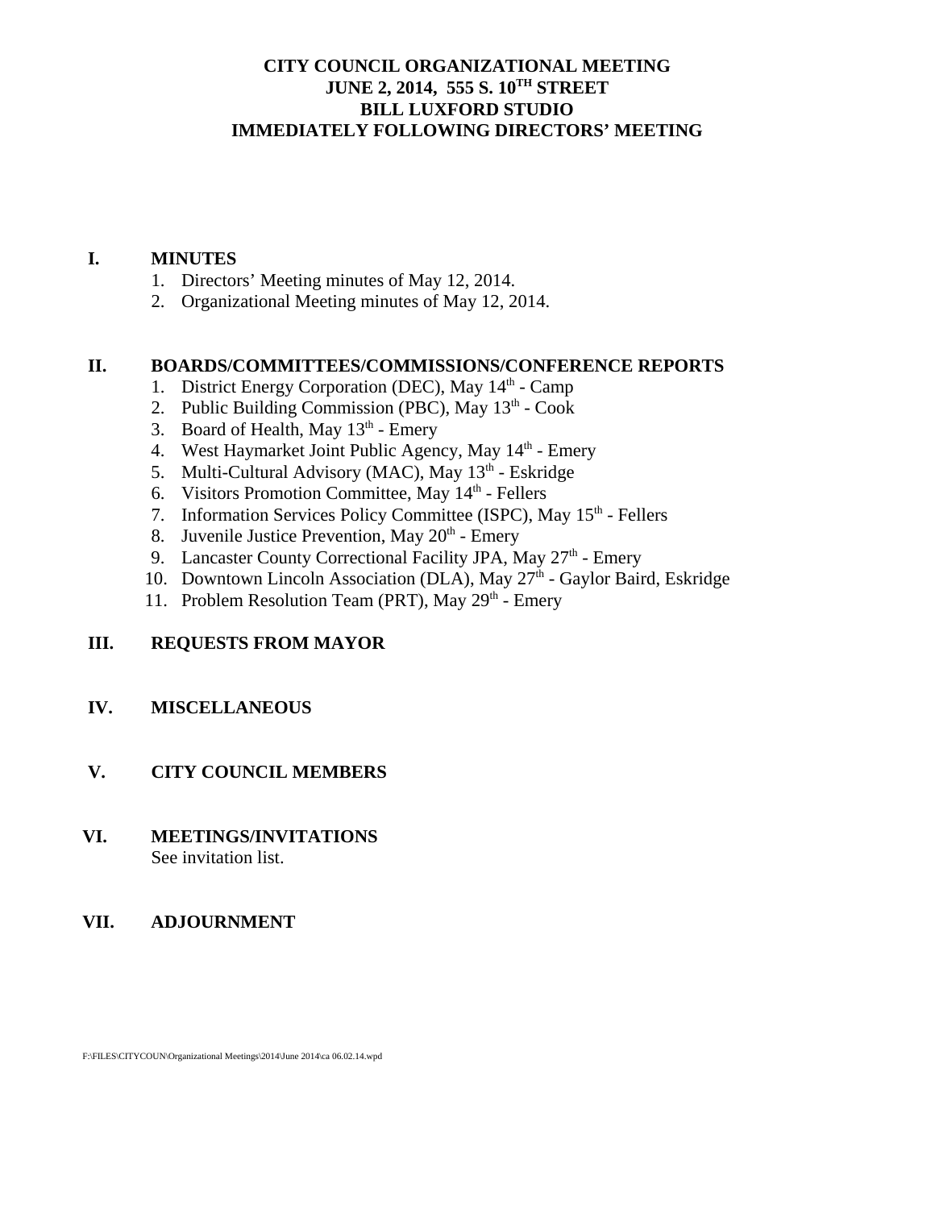# CITY COUNCIL ORGANIZATIONAL MEETING
# JUNE 2, 2014, 555 S. 10TH STREET
# BILL LUXFORD STUDIO
# IMMEDIATELY FOLLOWING DIRECTORS' MEETING

## I. MINUTES

1. Directors' Meeting minutes of May 12, 2014.
2. Organizational Meeting minutes of May 12, 2014.

## II. BOARDS/COMMITTEES/COMMISSIONS/CONFERENCE REPORTS

1. District Energy Corporation (DEC), May 14th - Camp
2. Public Building Commission (PBC), May 13th - Cook
3. Board of Health, May 13th - Emery
4. West Haymarket Joint Public Agency, May 14th - Emery
5. Multi-Cultural Advisory (MAC), May 13th - Eskridge
6. Visitors Promotion Committee, May 14th - Fellers
7. Information Services Policy Committee (ISPC), May 15th - Fellers
8. Juvenile Justice Prevention, May 20th - Emery
9. Lancaster County Correctional Facility JPA, May 27th - Emery
10. Downtown Lincoln Association (DLA), May 27th - Gaylor Baird, Eskridge
11. Problem Resolution Team (PRT), May 29th - Emery

## III. REQUESTS FROM MAYOR

## IV. MISCELLANEOUS

## V. CITY COUNCIL MEMBERS

## VI. MEETINGS/INVITATIONS

See invitation list.

## VII. ADJOURNMENT

F:\FILES\CITYCOUN\Organizational Meetings\2014\June 2014\ca 06.02.14.wpd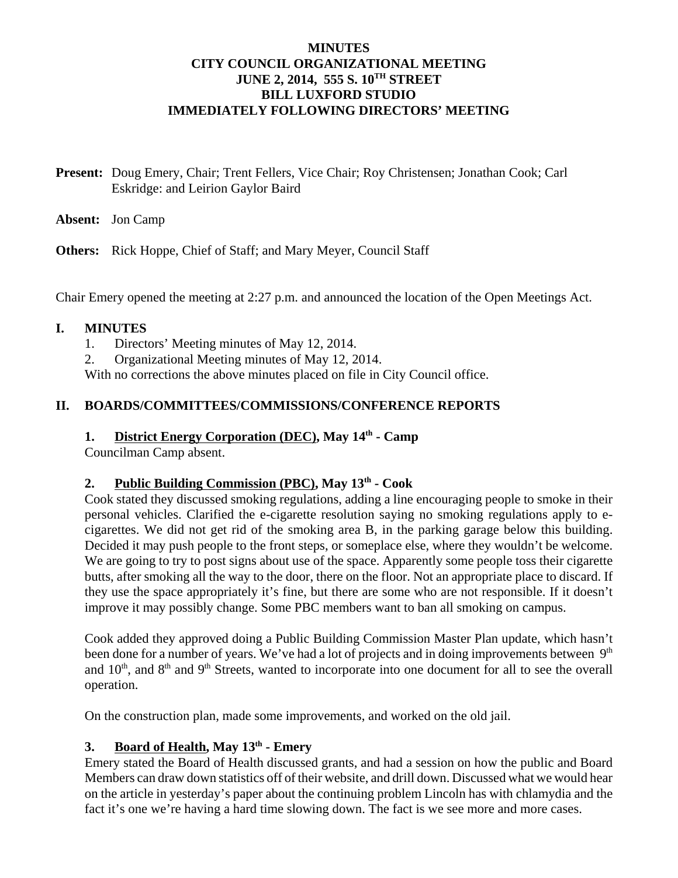**MINUTES**
**CITY COUNCIL ORGANIZATIONAL MEETING**
**JUNE 2, 2014, 555 S. 10TH STREET**
**BILL LUXFORD STUDIO**
**IMMEDIATELY FOLLOWING DIRECTORS' MEETING**

**Present:** Doug Emery, Chair; Trent Fellers, Vice Chair; Roy Christensen; Jonathan Cook; Carl Eskridge: and Leirion Gaylor Baird

**Absent:** Jon Camp

**Others:** Rick Hoppe, Chief of Staff; and Mary Meyer, Council Staff

Chair Emery opened the meeting at 2:27 p.m. and announced the location of the Open Meetings Act.

## I. MINUTES

1. Directors' Meeting minutes of May 12, 2014.
2. Organizational Meeting minutes of May 12, 2014.

With no corrections the above minutes placed on file in City Council office.

## II. BOARDS/COMMITTEES/COMMISSIONS/CONFERENCE REPORTS

### 1. <u>District Energy Corporation (DEC)</u>, May 14th - Camp

Councilman Camp absent.

### 2. <u>Public Building Commission (PBC)</u>, May 13th - Cook

Cook stated they discussed smoking regulations, adding a line encouraging people to smoke in their personal vehicles. Clarified the e-cigarette resolution saying no smoking regulations apply to e-cigarettes. We did not get rid of the smoking area B, in the parking garage below this building. Decided it may push people to the front steps, or someplace else, where they wouldn't be welcome. We are going to try to post signs about use of the space. Apparently some people toss their cigarette butts, after smoking all the way to the door, there on the floor. Not an appropriate place to discard. If they use the space appropriately it's fine, but there are some who are not responsible. If it doesn't improve it may possibly change. Some PBC members want to ban all smoking on campus.

Cook added they approved doing a Public Building Commission Master Plan update, which hasn't been done for a number of years. We've had a lot of projects and in doing improvements between 9th and 10th, and 8th and 9th Streets, wanted to incorporate into one document for all to see the overall operation.

On the construction plan, made some improvements, and worked on the old jail.

### 3. <u>Board of Health</u>, May 13th - Emery

Emery stated the Board of Health discussed grants, and had a session on how the public and Board Members can draw down statistics off of their website, and drill down. Discussed what we would hear on the article in yesterday's paper about the continuing problem Lincoln has with chlamydia and the fact it's one we're having a hard time slowing down. The fact is we see more and more cases.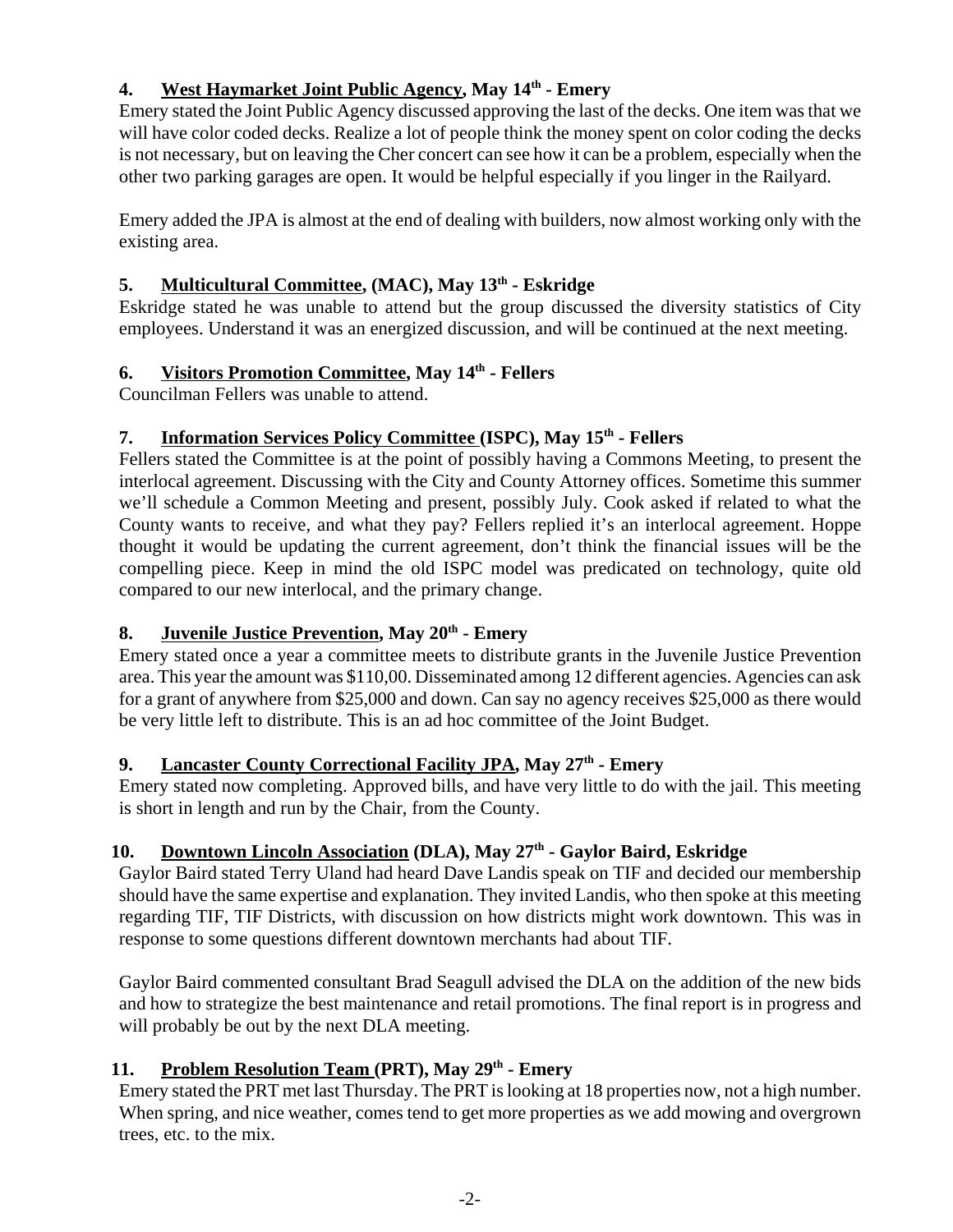### 4. <u>West Haymarket Joint Public Agency</u>, May 14th - Emery

Emery stated the Joint Public Agency discussed approving the last of the decks. One item was that we will have color coded decks. Realize a lot of people think the money spent on color coding the decks is not necessary, but on leaving the Cher concert can see how it can be a problem, especially when the other two parking garages are open. It would be helpful especially if you linger in the Railyard.

Emery added the JPA is almost at the end of dealing with builders, now almost working only with the existing area.

### 5. <u>Multicultural Committee</u>, (MAC), May 13th - Eskridge

Eskridge stated he was unable to attend but the group discussed the diversity statistics of City employees. Understand it was an energized discussion, and will be continued at the next meeting.

### 6. <u>Visitors Promotion Committee</u>, May 14th - Fellers

Councilman Fellers was unable to attend.

### 7. <u>Information Services Policy Committee</u> (ISPC), May 15th - Fellers

Fellers stated the Committee is at the point of possibly having a Commons Meeting, to present the interlocal agreement. Discussing with the City and County Attorney offices. Sometime this summer we'll schedule a Common Meeting and present, possibly July. Cook asked if related to what the County wants to receive, and what they pay? Fellers replied it's an interlocal agreement. Hoppe thought it would be updating the current agreement, don't think the financial issues will be the compelling piece. Keep in mind the old ISPC model was predicated on technology, quite old compared to our new interlocal, and the primary change.

### 8. <u>Juvenile Justice Prevention</u>, May 20th - Emery

Emery stated once a year a committee meets to distribute grants in the Juvenile Justice Prevention area. This year the amount was $110,00. Disseminated among 12 different agencies. Agencies can ask for a grant of anywhere from $25,000 and down. Can say no agency receives $25,000 as there would be very little left to distribute. This is an ad hoc committee of the Joint Budget.

### 9. <u>Lancaster County Correctional Facility JPA</u>, May 27th - Emery

Emery stated now completing. Approved bills, and have very little to do with the jail. This meeting is short in length and run by the Chair, from the County.

### 10. <u>Downtown Lincoln Association</u> (DLA), May 27th - Gaylor Baird, Eskridge

Gaylor Baird stated Terry Uland had heard Dave Landis speak on TIF and decided our membership should have the same expertise and explanation. They invited Landis, who then spoke at this meeting regarding TIF, TIF Districts, with discussion on how districts might work downtown. This was in response to some questions different downtown merchants had about TIF.

Gaylor Baird commented consultant Brad Seagull advised the DLA on the addition of the new bids and how to strategize the best maintenance and retail promotions. The final report is in progress and will probably be out by the next DLA meeting.

### 11. <u>Problem Resolution Team</u> (PRT), May 29th - Emery

Emery stated the PRT met last Thursday. The PRT is looking at 18 properties now, not a high number. When spring, and nice weather, comes tend to get more properties as we add mowing and overgrown trees, etc. to the mix.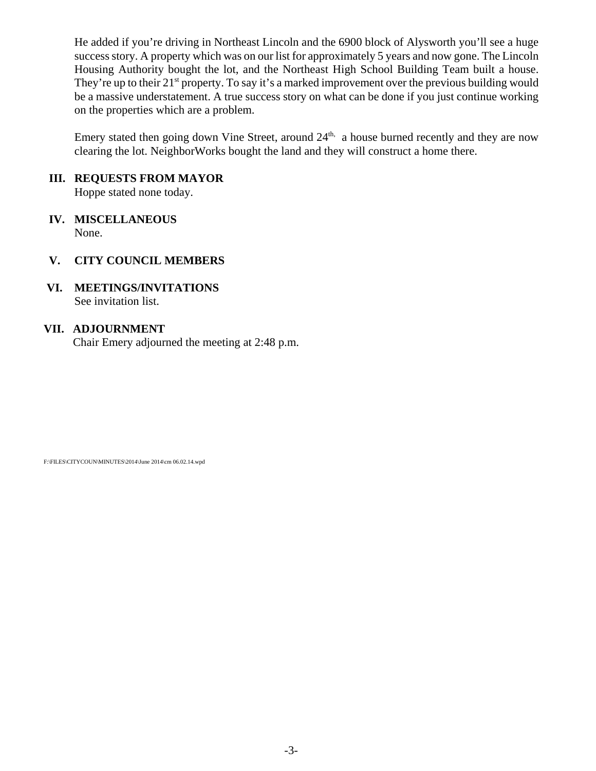He added if you're driving in Northeast Lincoln and the 6900 block of Alysworth you'll see a huge success story. A property which was on our list for approximately 5 years and now gone. The Lincoln Housing Authority bought the lot, and the Northeast High School Building Team built a house. They're up to their 21st property. To say it's a marked improvement over the previous building would be a massive understatement. A true success story on what can be done if you just continue working on the properties which are a problem.

Emery stated then going down Vine Street, around 24th, a house burned recently and they are now clearing the lot. NeighborWorks bought the land and they will construct a home there.

## III. REQUESTS FROM MAYOR

Hoppe stated none today.

## IV. MISCELLANEOUS

None.

## V. CITY COUNCIL MEMBERS

## VI. MEETINGS/INVITATIONS

See invitation list.

## VII. ADJOURNMENT

Chair Emery adjourned the meeting at 2:48 p.m.

F:\FILES\CITYCOUN\MINUTES\2014\June 2014\cm 06.02.14.wpd